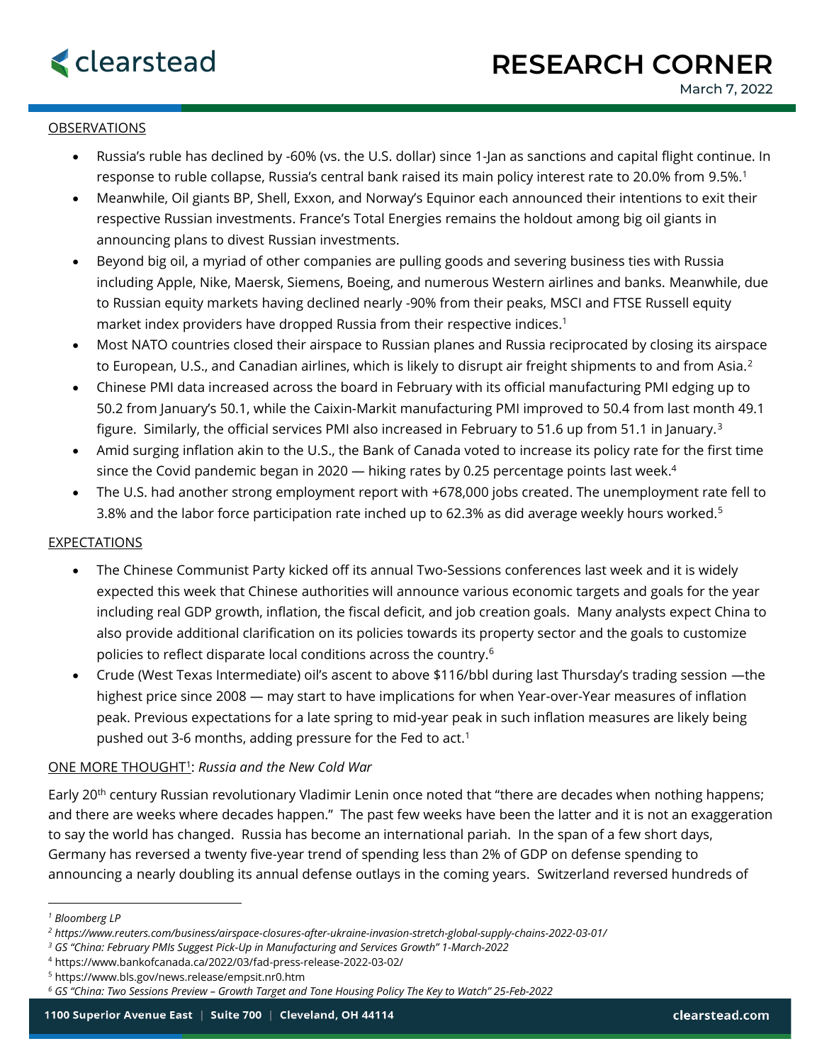# RESEARCH CORNER

March 7, 2022

## OBSERVATIONS

- Russia's ruble has declined by -60% (vs. the U.S. dollar) since 1-Jan as sanctions and capital flight continue. In response to ruble collapse, Russia's central bank raised its main policy interest rate to 20.0% from 9.5%.[1]
- Meanwhile, Oil giants BP, Shell, Exxon, and Norway's Equinor each announced their intentions to exit their respective Russian investments. France's Total Energies remains the holdout among big oil giants in announcing plans to divest Russian investments.
- Beyond big oil, a myriad of other companies are pulling goods and severing business ties with Russia including Apple, Nike, Maersk, Siemens, Boeing, and numerous Western airlines and banks. Meanwhile, due to Russian equity markets having declined nearly -90% from their peaks, MSCI and FTSE Russell equity market index providers have dropped Russia from their respective indices.[1]
- Most NATO countries closed their airspace to Russian planes and Russia reciprocated by closing its airspace to European, U.S., and Canadian airlines, which is likely to disrupt air freight shipments to and from Asia.[2]
- Chinese PMI data increased across the board in February with its official manufacturing PMI edging up to 50.2 from January's 50.1, while the Caixin-Markit manufacturing PMI improved to 50.4 from last month 49.1 figure. Similarly, the official services PMI also increased in February to 51.6 up from 51.1 in January.[3]
- Amid surging inflation akin to the U.S., the Bank of Canada voted to increase its policy rate for the first time since the Covid pandemic began in 2020 — hiking rates by 0.25 percentage points last week.[4]
- The U.S. had another strong employment report with +678,000 jobs created. The unemployment rate fell to 3.8% and the labor force participation rate inched up to 62.3% as did average weekly hours worked.[5]

## EXPECTATIONS

- The Chinese Communist Party kicked off its annual Two-Sessions conferences last week and it is widely expected this week that Chinese authorities will announce various economic targets and goals for the year including real GDP growth, inflation, the fiscal deficit, and job creation goals. Many analysts expect China to also provide additional clarification on its policies towards its property sector and the goals to customize policies to reflect disparate local conditions across the country.[6]
- Crude (West Texas Intermediate) oil's ascent to above $116/bbl during last Thursday's trading session —the highest price since 2008 — may start to have implications for when Year-over-Year measures of inflation peak. Previous expectations for a late spring to mid-year peak in such inflation measures are likely being pushed out 3-6 months, adding pressure for the Fed to act.[1]

## ONE MORE THOUGHT[1]: *Russia and the New Cold War*

Early 20th century Russian revolutionary Vladimir Lenin once noted that "there are decades when nothing happens; and there are weeks where decades happen." The past few weeks have been the latter and it is not an exaggeration to say the world has changed. Russia has become an international pariah. In the span of a few short days, Germany has reversed a twenty five-year trend of spending less than 2% of GDP on defense spending to announcing a nearly doubling its annual defense outlays in the coming years. Switzerland reversed hundreds of

---

[1] *Bloomberg LP*

[2] *https://www.reuters.com/business/airspace-closures-after-ukraine-invasion-stretch-global-supply-chains-2022-03-01/*

[3] *GS "China: February PMIs Suggest Pick-Up in Manufacturing and Services Growth" 1-March-2022*

[4] https://www.bankofcanada.ca/2022/03/fad-press-release-2022-03-02/

[5] https://www.bls.gov/news.release/empsit.nr0.htm

[6] *GS "China: Two Sessions Preview – Growth Target and Tone Housing Policy The Key to Watch" 25-Feb-2022*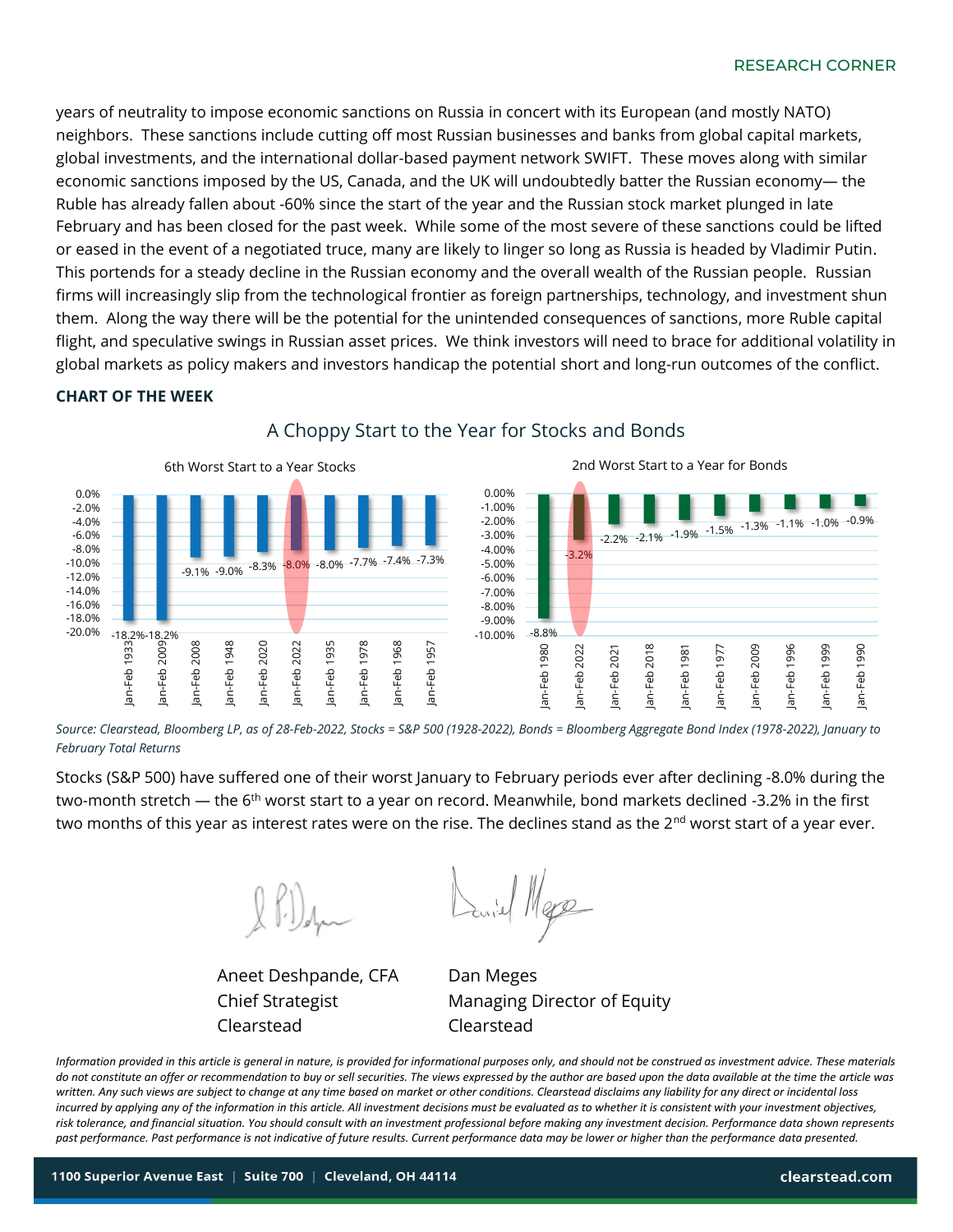years of neutrality to impose economic sanctions on Russia in concert with its European (and mostly NATO) neighbors. These sanctions include cutting off most Russian businesses and banks from global capital markets, global investments, and the international dollar-based payment network SWIFT. These moves along with similar economic sanctions imposed by the US, Canada, and the UK will undoubtedly batter the Russian economy— the Ruble has already fallen about -60% since the start of the year and the Russian stock market plunged in late February and has been closed for the past week. While some of the most severe of these sanctions could be lifted or eased in the event of a negotiated truce, many are likely to linger so long as Russia is headed by Vladimir Putin. This portends for a steady decline in the Russian economy and the overall wealth of the Russian people. Russian firms will increasingly slip from the technological frontier as foreign partnerships, technology, and investment shun them. Along the way there will be the potential for the unintended consequences of sanctions, more Ruble capital flight, and speculative swings in Russian asset prices. We think investors will need to brace for additional volatility in global markets as policy makers and investors handicap the potential short and long-run outcomes of the conflict.

**CHART OF THE WEEK**

A Choppy Start to the Year for Stocks and Bonds

6th Worst Start to a Year Stocks

0.0%
-2.0%
-4.0%
-6.0%
-8.0%
-10.0%
-12.0%
-14.0%
-16.0%
-18.0%
-20.0%

-18.2% -18.2% -9.1% -9.0% -8.3% -8.0% -8.0% -7.7% -7.4% -7.3%

Jan-Feb 1933, Jan-Feb 2009, Jan-Feb 2008, Jan-Feb 1948, Jan-Feb 2020, Jan-Feb 2022, Jan-Feb 1935, Jan-Feb 1978, Jan-Feb 1968, Jan-Feb 1957

2nd Worst Start to a Year for Bonds

0.00%
-1.00%
-2.00%
-3.00%
-4.00%
-5.00%
-6.00%
-7.00%
-8.00%
-9.00%
-10.00%

-8.8% -3.2% -2.2% -2.1% -1.9% -1.5% -1.3% -1.1% -1.0% -0.9%

Jan-Feb 1980, Jan-Feb 2022, Jan-Feb 2021, Jan-Feb 2018, Jan-Feb 1981, Jan-Feb 1977, Jan-Feb 2009, Jan-Feb 1996, Jan-Feb 1999, Jan-Feb 1990

*Source: Clearstead, Bloomberg LP, as of 28-Feb-2022, Stocks = S&P 500 (1928-2022), Bonds = Bloomberg Aggregate Bond Index (1978-2022), January to February Total Returns*

Stocks (S&P 500) have suffered one of their worst January to February periods ever after declining -8.0% during the two-month stretch — the 6th worst start to a year on record. Meanwhile, bond markets declined -3.2% in the first two months of this year as interest rates were on the rise. The declines stand as the 2nd worst start of a year ever.

Aneet Deshpande, CFA
Chief Strategist
Clearstead

Dan Meges
Managing Director of Equity
Clearstead

*Information provided in this article is general in nature, is provided for informational purposes only, and should not be construed as investment advice. These materials do not constitute an offer or recommendation to buy or sell securities. The views expressed by the author are based upon the data available at the time the article was written. Any such views are subject to change at any time based on market or other conditions. Clearstead disclaims any liability for any direct or incidental loss incurred by applying any of the information in this article. All investment decisions must be evaluated as to whether it is consistent with your investment objectives, risk tolerance, and financial situation. You should consult with an investment professional before making any investment decision. Performance data shown represents past performance. Past performance is not indicative of future results. Current performance data may be lower or higher than the performance data presented.*